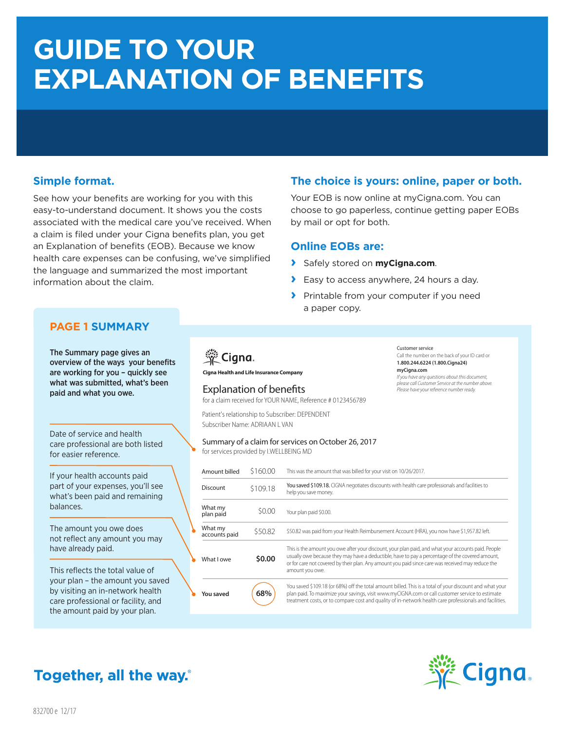# GUIDE TO YOUR EXPLANATION OF BENEFITS

## Simple format.

See how your benefits are working for you with this easy-to-understand document. It shows you the costs associated with the medical care you've received. When a claim is filed under your Cigna benefits plan, you get an Explanation of benefits (EOB). Because we know health care expenses can be confusing, we've simplified the language and summarized the most important information about the claim.

## The choice is yours: online, paper or both.

Your EOB is now online at myCigna.com. You can choose to go paperless, continue getting paper EOBs by mail or opt for both.

## Online EOBs are:

- Safely stored on **myCigna.com**.
- Easy to access anywhere, 24 hours a day.
- Printable from your computer if you need a paper copy.

## PAGE 1 SUMMARY

**The Summary page gives an overview of the ways your benefits are working for you – quickly see what was submitted, what's been paid and what you owe.**

Date of service and health care professional are both listed for easier reference.

If your health accounts paid part of your expenses, you'll see what's been paid and remaining balances.

The amount you owe does not reflect any amount you may have already paid.

This reflects the total value of your plan – the amount you saved by visiting an in-network health care professional or facility, and the amount paid by your plan.

---

**Cigna**

**Cigna Health and Life Insurance Company**

Customer service
Call the number on the back of your ID card or
**1.800.244.6224 (1.800.Cigna24)**
**myCigna.com**
*If you have any questions about this document, please call Customer Service at the number above. Please have your reference number ready.*

### Explanation of benefits

for a claim received for YOUR NAME, Reference # 0123456789

Patient's relationship to Subscriber: DEPENDENT
Subscriber Name: ADRIAAN L VAN

Summary of a claim for services on October 26, 2017
for services provided by I.WELLBEING MD

| | | |
|---|---|---|
| Amount billed | $160.00 | This was the amount that was billed for your visit on 10/26/2017. |
| Discount | $109.18 | **You saved $109.18.** CIGNA negotiates discounts with health care professionals and facilities to help you save money. |
| What my plan paid | $0.00 | Your plan paid $0.00. |
| What my accounts paid | $50.82 | $50.82 was paid from your Health Reimbursement Account (HRA), you now have $1,957.82 left. |
| What I owe | **$0.00** | This is the amount you owe after your discount, your plan paid, and what your accounts paid. People usually owe because they may have a deductible, have to pay a percentage of the covered amount, or for care not covered by their plan. Any amount you paid since care was received may reduce the amount you owe. |
| **You saved** | **68%** | You saved $109.18 (or 68%) off the total amount billed. This is a total of your discount and what your plan paid. To maximize your savings, visit www.myCIGNA.com or call customer service to estimate treatment costs, or to compare cost and quality of in-network health care professionals and facilities. |

**Together, all the way.®**

Cigna.

832700 e 12/17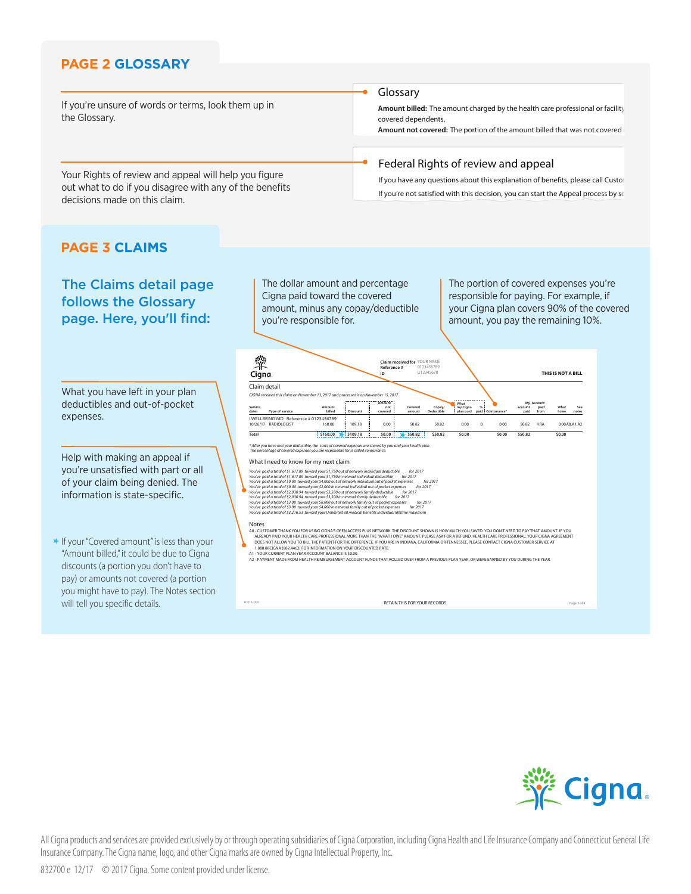## PAGE 2 GLOSSARY

If you're unsure of words or terms, look them up in the Glossary.

Glossary

**Amount billed:** The amount charged by the health care professional or facility covered dependents.

**Amount not covered:** The portion of the amount billed that was not covered

Your Rights of review and appeal will help you figure out what to do if you disagree with any of the benefits decisions made on this claim.

Federal Rights of review and appeal

If you have any questions about this explanation of benefits, please call Custo

If you're not satisfied with this decision, you can start the Appeal process by se

## PAGE 3 CLAIMS

### The Claims detail page follows the Glossary page. Here, you'll find:

The dollar amount and percentage Cigna paid toward the covered amount, minus any copay/deductible you're responsible for.

The portion of covered expenses you're responsible for paying. For example, if your Cigna plan covers 90% of the covered amount, you pay the remaining 10%.

What you have left in your plan deductibles and out-of-pocket expenses.

Help with making an appeal if you're unsatisfied with part or all of your claim being denied. The information is state-specific.

* If your "Covered amount" is less than your "Amount billed," it could be due to Cigna discounts (a portion you don't have to pay) or amounts not covered (a portion you might have to pay). The Notes section will tell you specific details.

Cigna

Claim received for YOUR NAME
Reference # 0123456789
ID U12345678

THIS IS NOT A BILL

Claim detail

*CIGNA received this claim on November 13, 2017 and processed it on November 15, 2017.*

| Service dates | Type of service | Amount billed | Discount | Amount not covered | Covered amount | Copay/ Deductible | What my Cigna plan paid | % paid | Coinsurance* | My account paid | Account paid from | What I owe | See notes |
|---|---|---|---|---|---|---|---|---|---|---|---|---|---|
| I.WELLBEING MD Reference # 0123456789 | | | | | | | | | | | | | |
| 10/26/17 | RADIOLOGIST | 160.00 | 109.18 | 0.00 | 50.82 | 50.82 | 0.00 | 0 | 0.00 | 50.82 | HRA | 0.00 | A0,A1,A2 |
| Total | | $160.00 | $109.18 | $0.00 | $50.82 | $50.82 | $0.00 | | $0.00 | $50.82 | | $0.00 | |

*\* After you have met your deductible, the costs of covered expenses are shared by you and your health plan. The percentage of covered expenses you are responsible for is called coinsurance.*

What I need to know for my next claim

*You've paid a total of $1,617.89 toward your $1,750 out of network individual deductible for 2017*
*You've paid a total of $1,617.89 toward your $1,750 in network individual deductible for 2017*
*You've paid a total of $0.00 toward your $4,000 out of network individual out of pocket expenses for 2017*
*You've paid a total of $0.00 toward your $2,000 in network individual out of pocket expenses for 2017*
*You've paid a total of $2,030.94 toward your $3,500 out of network family deductible for 2017*
*You've paid a total of $2,030.94 toward your $3,500 in network family deductible for 2017*
*You've paid a total of $3.00 toward your $8,000 out of network family out of pocket expenses for 2017*
*You've paid a total of $3.00 toward your $4,000 in network family out of pocket expenses for 2017*
*You've paid a total of $3,216.53 toward your Unlimited all medical benefits individual lifetime maximum*

Notes

A0 - CUSTOMER:THANK YOU FOR USING CIGNA'S OPEN ACCESS PLUS NETWORK. THE DISCOUNT SHOWN IS HOW MUCH YOU SAVED. YOU DON'T NEED TO PAY THAT AMOUNT. IF YOU ALREADY PAID YOUR HEALTH CARE PROFESSIONAL MORE THAN THE "WHAT I OWE" AMOUNT, PLEASE ASK FOR A REFUND. HEALTH CARE PROFESSIONAL: YOUR CIGNA AGREEMENT DOES NOT ALLOW YOU TO BILL THE PATIENT FOR THE DIFFERENCE. IF YOU ARE IN INDIANA, CALIFORNIA OR TENNESSEE, PLEASE CONTACT CIGNA CUSTOMER SERVICE AT 1.800.88CIGNA (882.4462) FOR INFORMATION ON YOUR DISCOUNTED RATE.
A1 - YOUR CURRENT PLAN YEAR ACCOUNT BALANCE IS $0.00.
A2 - PAYMENT MADE FROM HEALTH REIMBURSEMENT ACCOUNT FUNDS THAT ROLLED OVER FROM A PREVIOUS PLAN YEAR, OR WERE EARNED BY YOU DURING THE YEAR.

RETAIN THIS FOR YOUR RECORDS.

Cigna

All Cigna products and services are provided exclusively by or through operating subsidiaries of Cigna Corporation, including Cigna Health and Life Insurance Company and Connecticut General Life Insurance Company. The Cigna name, logo, and other Cigna marks are owned by Cigna Intellectual Property, Inc.

832700 e 12/17 © 2017 Cigna. Some content provided under license.